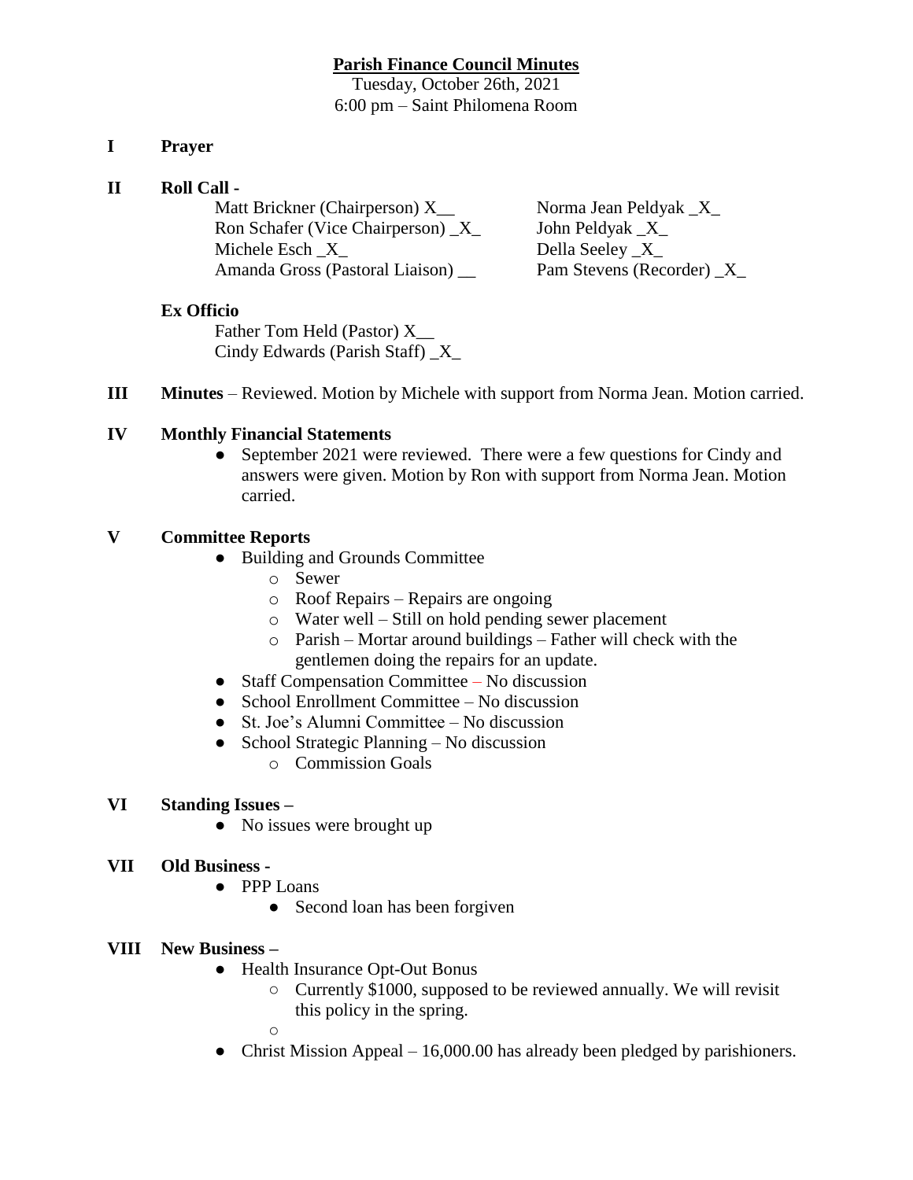# Parish Finance Council Minutes

Tuesday, October 26th, 2021
6:00 pm – Saint Philomena Room

**I Prayer**

**II Roll Call -**

Matt Brickner (Chairperson) X__
Ron Schafer (Vice Chairperson) _X_
Michele Esch _X_
Amanda Gross (Pastoral Liaison) __
Norma Jean Peldyak _X_
John Peldyak _X_
Della Seeley _X_
Pam Stevens (Recorder) _X_

**Ex Officio**

Father Tom Held (Pastor) X__
Cindy Edwards (Parish Staff) _X_

**III Minutes** – Reviewed. Motion by Michele with support from Norma Jean. Motion carried.

**IV Monthly Financial Statements**

- September 2021 were reviewed. There were a few questions for Cindy and answers were given. Motion by Ron with support from Norma Jean. Motion carried.

**V Committee Reports**

- Building and Grounds Committee
  - Sewer
  - Roof Repairs – Repairs are ongoing
  - Water well – Still on hold pending sewer placement
  - Parish – Mortar around buildings – Father will check with the gentlemen doing the repairs for an update.
- Staff Compensation Committee – No discussion
- School Enrollment Committee – No discussion
- St. Joe's Alumni Committee – No discussion
- School Strategic Planning – No discussion
  - Commission Goals

**VI Standing Issues –**

- No issues were brought up

**VII Old Business -**

- PPP Loans
  - Second loan has been forgiven

**VIII New Business –**

- Health Insurance Opt-Out Bonus
  - Currently $1000, supposed to be reviewed annually. We will revisit this policy in the spring.
- Christ Mission Appeal – 16,000.00 has already been pledged by parishioners.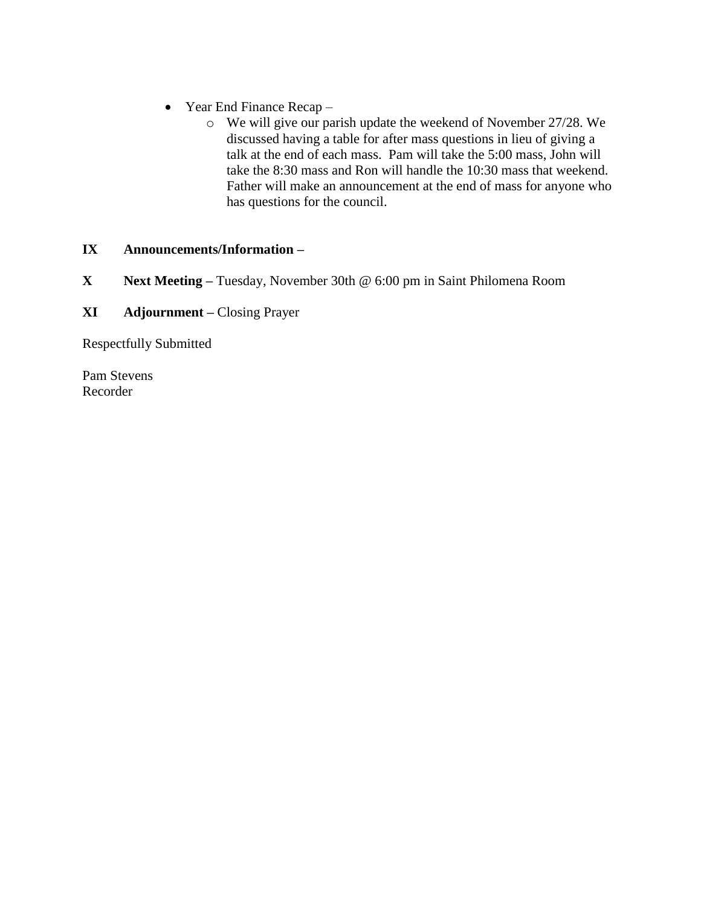- Year End Finance Recap –
    - We will give our parish update the weekend of November 27/28. We discussed having a table for after mass questions in lieu of giving a talk at the end of each mass. Pam will take the 5:00 mass, John will take the 8:30 mass and Ron will handle the 10:30 mass that weekend. Father will make an announcement at the end of mass for anyone who has questions for the council.

**IX Announcements/Information –**

**X Next Meeting –** Tuesday, November 30th @ 6:00 pm in Saint Philomena Room

**XI Adjournment –** Closing Prayer

Respectfully Submitted

Pam Stevens
Recorder